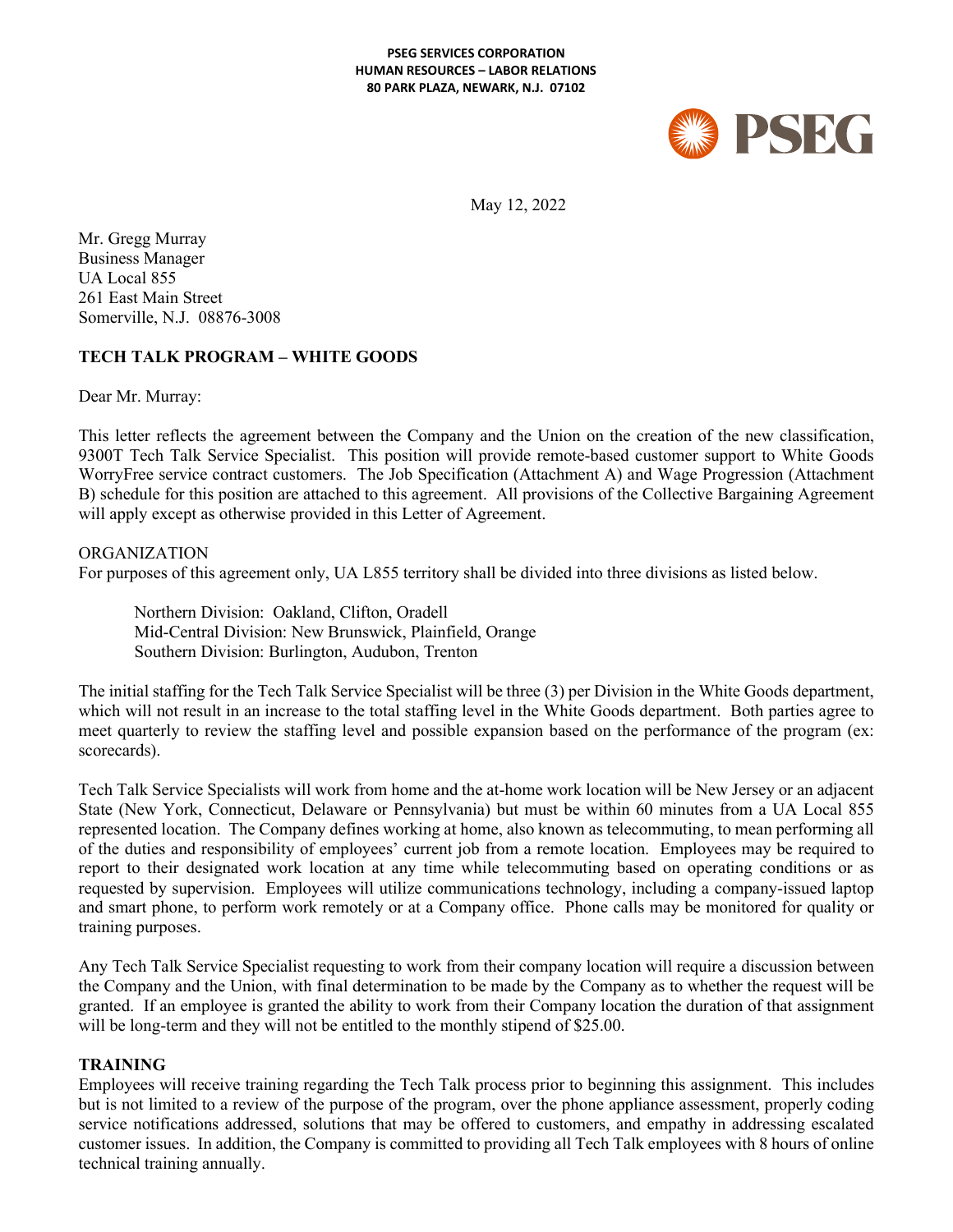**PSEG SERVICES CORPORATION**
**HUMAN RESOURCES – LABOR RELATIONS**
**80 PARK PLAZA, NEWARK, N.J. 07102**

PSEG

May 12, 2022

Mr. Gregg Murray
Business Manager
UA Local 855
261 East Main Street
Somerville, N.J. 08876-3008

**TECH TALK PROGRAM – WHITE GOODS**

Dear Mr. Murray:

This letter reflects the agreement between the Company and the Union on the creation of the new classification, 9300T Tech Talk Service Specialist. This position will provide remote-based customer support to White Goods WorryFree service contract customers. The Job Specification (Attachment A) and Wage Progression (Attachment B) schedule for this position are attached to this agreement. All provisions of the Collective Bargaining Agreement will apply except as otherwise provided in this Letter of Agreement.

ORGANIZATION

For purposes of this agreement only, UA L855 territory shall be divided into three divisions as listed below.

Northern Division: Oakland, Clifton, Oradell
Mid-Central Division: New Brunswick, Plainfield, Orange
Southern Division: Burlington, Audubon, Trenton

The initial staffing for the Tech Talk Service Specialist will be three (3) per Division in the White Goods department, which will not result in an increase to the total staffing level in the White Goods department. Both parties agree to meet quarterly to review the staffing level and possible expansion based on the performance of the program (ex: scorecards).

Tech Talk Service Specialists will work from home and the at-home work location will be New Jersey or an adjacent State (New York, Connecticut, Delaware or Pennsylvania) but must be within 60 minutes from a UA Local 855 represented location. The Company defines working at home, also known as telecommuting, to mean performing all of the duties and responsibility of employees' current job from a remote location. Employees may be required to report to their designated work location at any time while telecommuting based on operating conditions or as requested by supervision. Employees will utilize communications technology, including a company-issued laptop and smart phone, to perform work remotely or at a Company office. Phone calls may be monitored for quality or training purposes.

Any Tech Talk Service Specialist requesting to work from their company location will require a discussion between the Company and the Union, with final determination to be made by the Company as to whether the request will be granted. If an employee is granted the ability to work from their Company location the duration of that assignment will be long-term and they will not be entitled to the monthly stipend of $25.00.

**TRAINING**

Employees will receive training regarding the Tech Talk process prior to beginning this assignment. This includes but is not limited to a review of the purpose of the program, over the phone appliance assessment, properly coding service notifications addressed, solutions that may be offered to customers, and empathy in addressing escalated customer issues. In addition, the Company is committed to providing all Tech Talk employees with 8 hours of online technical training annually.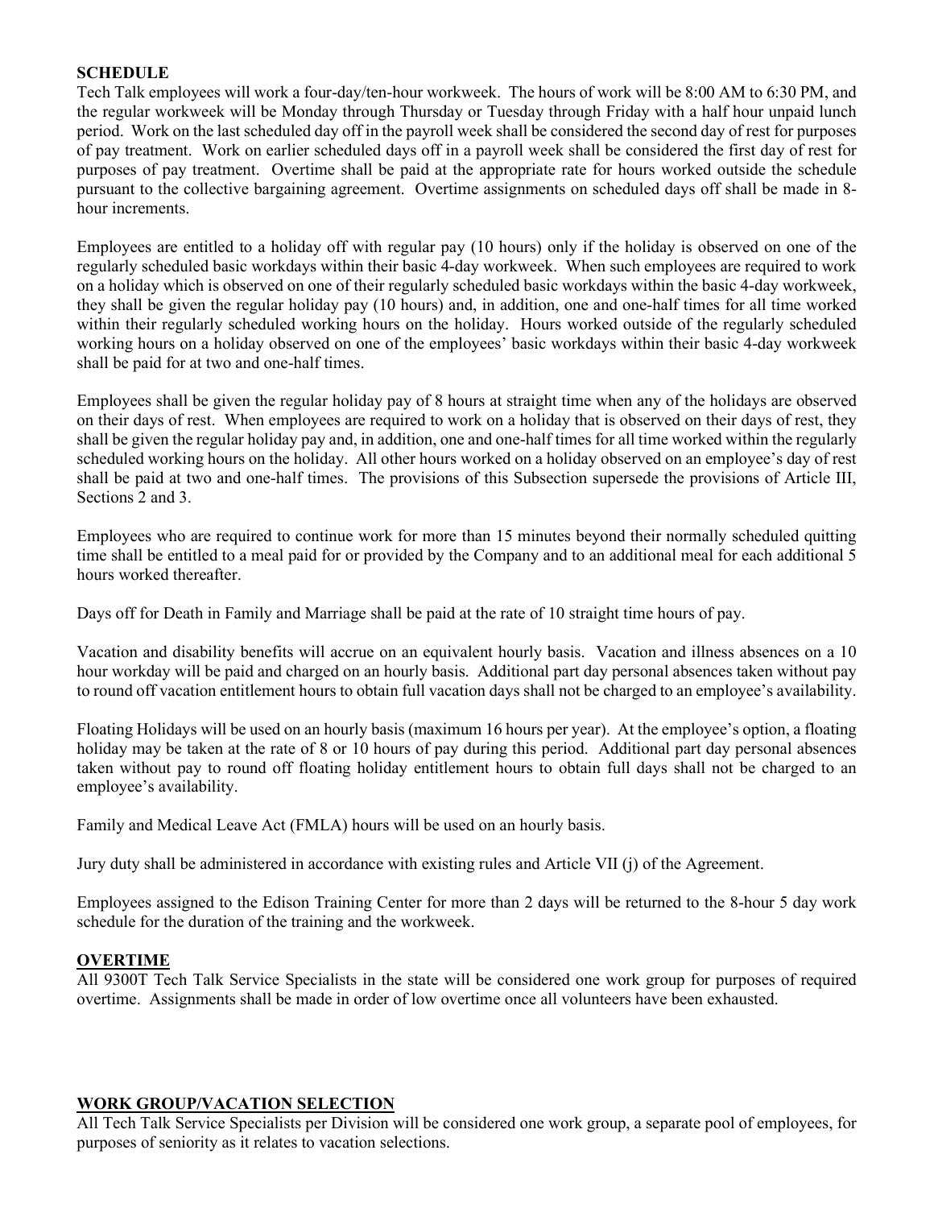**SCHEDULE**

Tech Talk employees will work a four-day/ten-hour workweek. The hours of work will be 8:00 AM to 6:30 PM, and the regular workweek will be Monday through Thursday or Tuesday through Friday with a half hour unpaid lunch period. Work on the last scheduled day off in the payroll week shall be considered the second day of rest for purposes of pay treatment. Work on earlier scheduled days off in a payroll week shall be considered the first day of rest for purposes of pay treatment. Overtime shall be paid at the appropriate rate for hours worked outside the schedule pursuant to the collective bargaining agreement. Overtime assignments on scheduled days off shall be made in 8-hour increments.

Employees are entitled to a holiday off with regular pay (10 hours) only if the holiday is observed on one of the regularly scheduled basic workdays within their basic 4-day workweek. When such employees are required to work on a holiday which is observed on one of their regularly scheduled basic workdays within the basic 4-day workweek, they shall be given the regular holiday pay (10 hours) and, in addition, one and one-half times for all time worked within their regularly scheduled working hours on the holiday. Hours worked outside of the regularly scheduled working hours on a holiday observed on one of the employees' basic workdays within their basic 4-day workweek shall be paid for at two and one-half times.

Employees shall be given the regular holiday pay of 8 hours at straight time when any of the holidays are observed on their days of rest. When employees are required to work on a holiday that is observed on their days of rest, they shall be given the regular holiday pay and, in addition, one and one-half times for all time worked within the regularly scheduled working hours on the holiday. All other hours worked on a holiday observed on an employee's day of rest shall be paid at two and one-half times. The provisions of this Subsection supersede the provisions of Article III, Sections 2 and 3.

Employees who are required to continue work for more than 15 minutes beyond their normally scheduled quitting time shall be entitled to a meal paid for or provided by the Company and to an additional meal for each additional 5 hours worked thereafter.

Days off for Death in Family and Marriage shall be paid at the rate of 10 straight time hours of pay.

Vacation and disability benefits will accrue on an equivalent hourly basis. Vacation and illness absences on a 10 hour workday will be paid and charged on an hourly basis. Additional part day personal absences taken without pay to round off vacation entitlement hours to obtain full vacation days shall not be charged to an employee's availability.

Floating Holidays will be used on an hourly basis (maximum 16 hours per year). At the employee's option, a floating holiday may be taken at the rate of 8 or 10 hours of pay during this period. Additional part day personal absences taken without pay to round off floating holiday entitlement hours to obtain full days shall not be charged to an employee's availability.

Family and Medical Leave Act (FMLA) hours will be used on an hourly basis.

Jury duty shall be administered in accordance with existing rules and Article VII (j) of the Agreement.

Employees assigned to the Edison Training Center for more than 2 days will be returned to the 8-hour 5 day work schedule for the duration of the training and the workweek.

**OVERTIME**

All 9300T Tech Talk Service Specialists in the state will be considered one work group for purposes of required overtime. Assignments shall be made in order of low overtime once all volunteers have been exhausted.

**WORK GROUP/VACATION SELECTION**

All Tech Talk Service Specialists per Division will be considered one work group, a separate pool of employees, for purposes of seniority as it relates to vacation selections.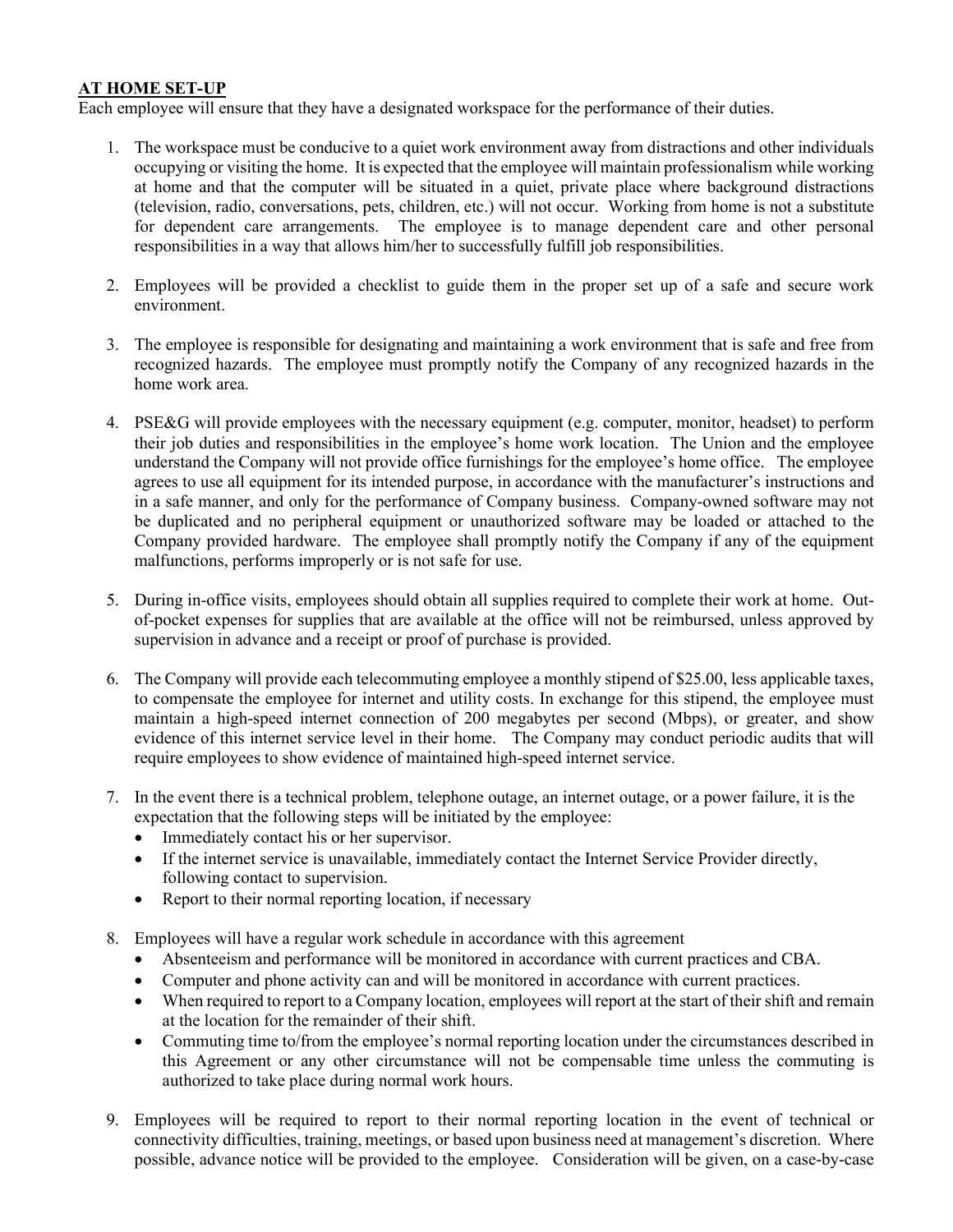**AT HOME SET-UP**

Each employee will ensure that they have a designated workspace for the performance of their duties.

1. The workspace must be conducive to a quiet work environment away from distractions and other individuals occupying or visiting the home. It is expected that the employee will maintain professionalism while working at home and that the computer will be situated in a quiet, private place where background distractions (television, radio, conversations, pets, children, etc.) will not occur. Working from home is not a substitute for dependent care arrangements. The employee is to manage dependent care and other personal responsibilities in a way that allows him/her to successfully fulfill job responsibilities.

2. Employees will be provided a checklist to guide them in the proper set up of a safe and secure work environment.

3. The employee is responsible for designating and maintaining a work environment that is safe and free from recognized hazards. The employee must promptly notify the Company of any recognized hazards in the home work area.

4. PSE&G will provide employees with the necessary equipment (e.g. computer, monitor, headset) to perform their job duties and responsibilities in the employee's home work location. The Union and the employee understand the Company will not provide office furnishings for the employee's home office. The employee agrees to use all equipment for its intended purpose, in accordance with the manufacturer's instructions and in a safe manner, and only for the performance of Company business. Company-owned software may not be duplicated and no peripheral equipment or unauthorized software may be loaded or attached to the Company provided hardware. The employee shall promptly notify the Company if any of the equipment malfunctions, performs improperly or is not safe for use.

5. During in-office visits, employees should obtain all supplies required to complete their work at home. Out-of-pocket expenses for supplies that are available at the office will not be reimbursed, unless approved by supervision in advance and a receipt or proof of purchase is provided.

6. The Company will provide each telecommuting employee a monthly stipend of $25.00, less applicable taxes, to compensate the employee for internet and utility costs. In exchange for this stipend, the employee must maintain a high-speed internet connection of 200 megabytes per second (Mbps), or greater, and show evidence of this internet service level in their home. The Company may conduct periodic audits that will require employees to show evidence of maintained high-speed internet service.

7. In the event there is a technical problem, telephone outage, an internet outage, or a power failure, it is the expectation that the following steps will be initiated by the employee:
   - Immediately contact his or her supervisor.
   - If the internet service is unavailable, immediately contact the Internet Service Provider directly, following contact to supervision.
   - Report to their normal reporting location, if necessary

8. Employees will have a regular work schedule in accordance with this agreement
   - Absenteeism and performance will be monitored in accordance with current practices and CBA.
   - Computer and phone activity can and will be monitored in accordance with current practices.
   - When required to report to a Company location, employees will report at the start of their shift and remain at the location for the remainder of their shift.
   - Commuting time to/from the employee's normal reporting location under the circumstances described in this Agreement or any other circumstance will not be compensable time unless the commuting is authorized to take place during normal work hours.

9. Employees will be required to report to their normal reporting location in the event of technical or connectivity difficulties, training, meetings, or based upon business need at management's discretion. Where possible, advance notice will be provided to the employee. Consideration will be given, on a case-by-case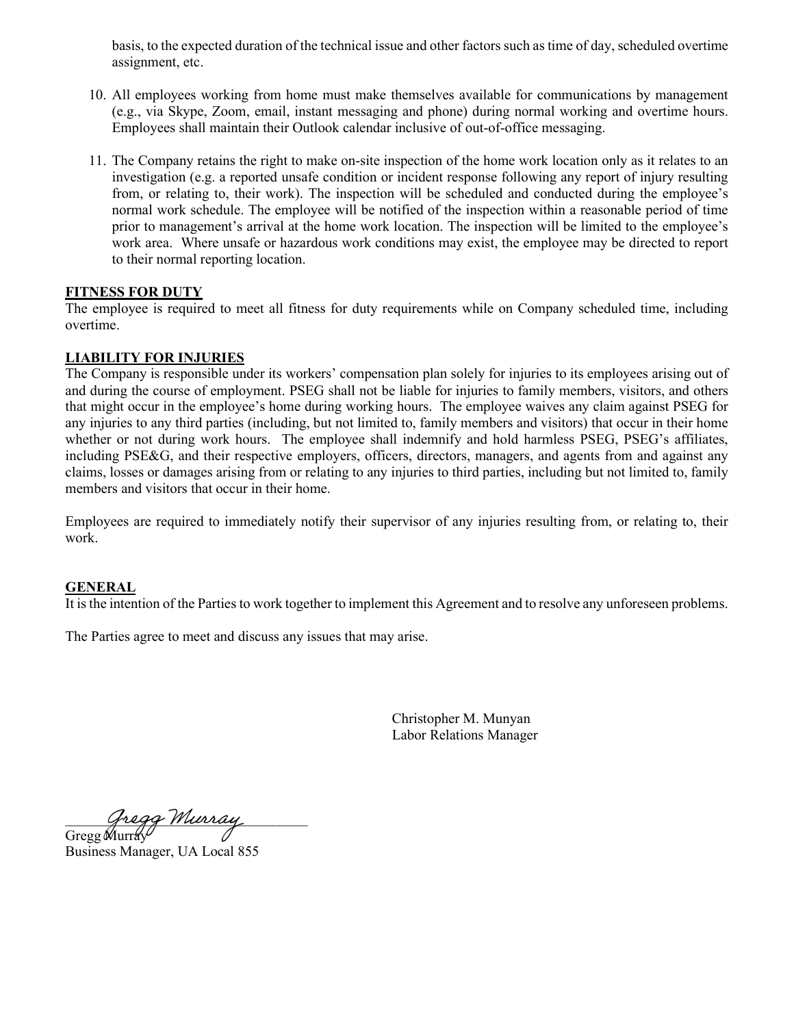basis, to the expected duration of the technical issue and other factors such as time of day, scheduled overtime assignment, etc.

10. All employees working from home must make themselves available for communications by management (e.g., via Skype, Zoom, email, instant messaging and phone) during normal working and overtime hours. Employees shall maintain their Outlook calendar inclusive of out-of-office messaging.

11. The Company retains the right to make on-site inspection of the home work location only as it relates to an investigation (e.g. a reported unsafe condition or incident response following any report of injury resulting from, or relating to, their work). The inspection will be scheduled and conducted during the employee's normal work schedule. The employee will be notified of the inspection within a reasonable period of time prior to management's arrival at the home work location. The inspection will be limited to the employee's work area. Where unsafe or hazardous work conditions may exist, the employee may be directed to report to their normal reporting location.

**FITNESS FOR DUTY**

The employee is required to meet all fitness for duty requirements while on Company scheduled time, including overtime.

**LIABILITY FOR INJURIES**

The Company is responsible under its workers' compensation plan solely for injuries to its employees arising out of and during the course of employment. PSEG shall not be liable for injuries to family members, visitors, and others that might occur in the employee's home during working hours. The employee waives any claim against PSEG for any injuries to any third parties (including, but not limited to, family members and visitors) that occur in their home whether or not during work hours. The employee shall indemnify and hold harmless PSEG, PSEG's affiliates, including PSE&G, and their respective employers, officers, directors, managers, and agents from and against any claims, losses or damages arising from or relating to any injuries to third parties, including but not limited to, family members and visitors that occur in their home.

Employees are required to immediately notify their supervisor of any injuries resulting from, or relating to, their work.

**GENERAL**

It is the intention of the Parties to work together to implement this Agreement and to resolve any unforeseen problems.

The Parties agree to meet and discuss any issues that may arise.

Christopher M. Munyan
Labor Relations Manager

Gregg Murray
Business Manager, UA Local 855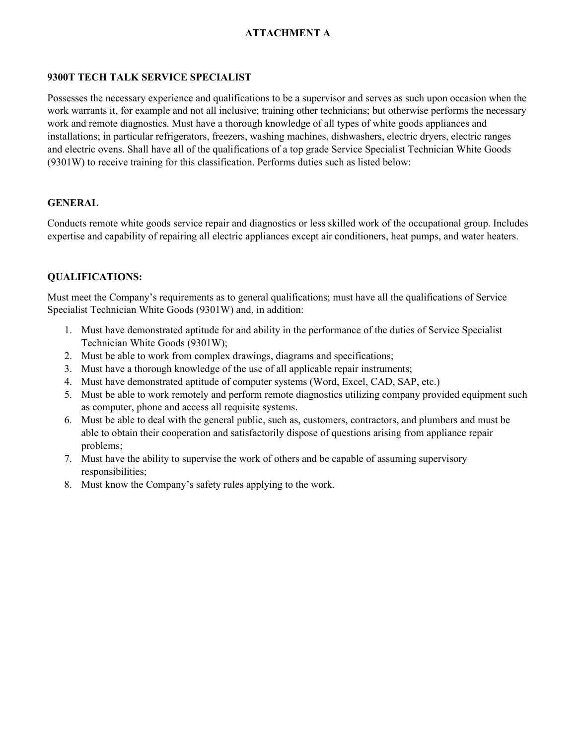# ATTACHMENT A

## 9300T TECH TALK SERVICE SPECIALIST

Possesses the necessary experience and qualifications to be a supervisor and serves as such upon occasion when the work warrants it, for example and not all inclusive; training other technicians; but otherwise performs the necessary work and remote diagnostics. Must have a thorough knowledge of all types of white goods appliances and installations; in particular refrigerators, freezers, washing machines, dishwashers, electric dryers, electric ranges and electric ovens. Shall have all of the qualifications of a top grade Service Specialist Technician White Goods (9301W) to receive training for this classification. Performs duties such as listed below:

## GENERAL

Conducts remote white goods service repair and diagnostics or less skilled work of the occupational group. Includes expertise and capability of repairing all electric appliances except air conditioners, heat pumps, and water heaters.

## QUALIFICATIONS:

Must meet the Company's requirements as to general qualifications; must have all the qualifications of Service Specialist Technician White Goods (9301W) and, in addition:

1. Must have demonstrated aptitude for and ability in the performance of the duties of Service Specialist Technician White Goods (9301W);
2. Must be able to work from complex drawings, diagrams and specifications;
3. Must have a thorough knowledge of the use of all applicable repair instruments;
4. Must have demonstrated aptitude of computer systems (Word, Excel, CAD, SAP, etc.)
5. Must be able to work remotely and perform remote diagnostics utilizing company provided equipment such as computer, phone and access all requisite systems.
6. Must be able to deal with the general public, such as, customers, contractors, and plumbers and must be able to obtain their cooperation and satisfactorily dispose of questions arising from appliance repair problems;
7. Must have the ability to supervise the work of others and be capable of assuming supervisory responsibilities;
8. Must know the Company's safety rules applying to the work.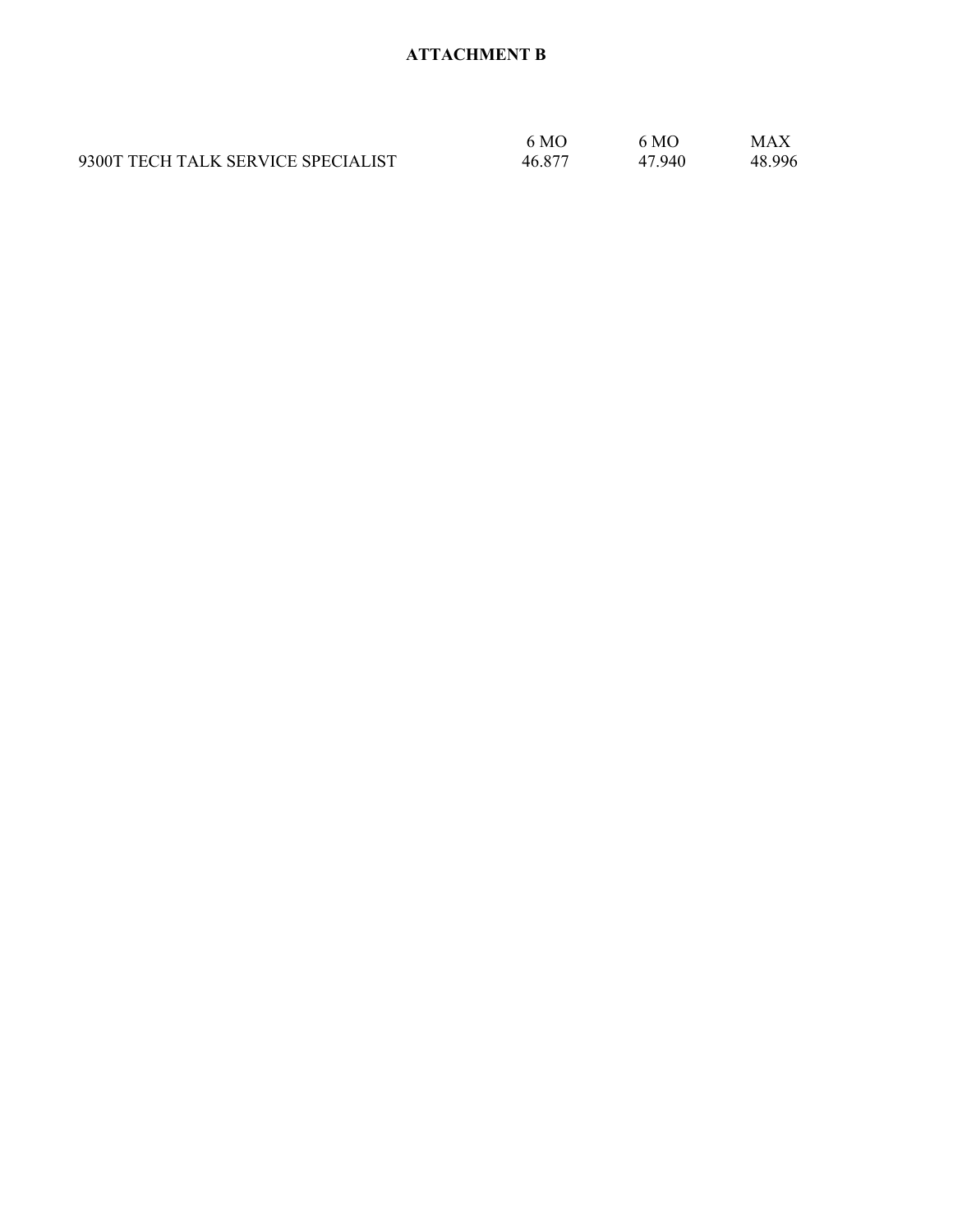**ATTACHMENT B**

| | 6 MO | 6 MO | MAX |
|---|---|---|---|
| 9300T TECH TALK SERVICE SPECIALIST | 46.877 | 47.940 | 48.996 |